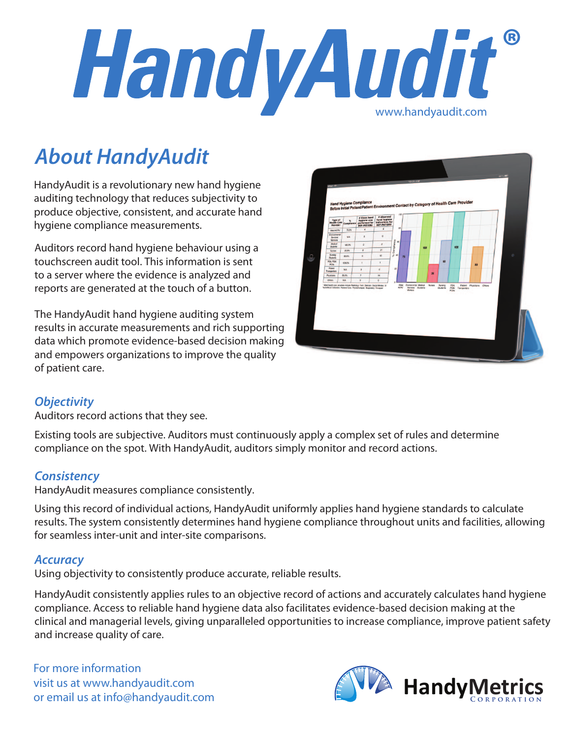# HandyAudit®

www.handyaudit.com

## About HandyAudit

HandyAudit is a revolutionary new hand hygiene auditing technology that reduces subjectivity to produce objective, consistent, and accurate hand hygiene compliance measurements.

Auditors record hand hygiene behaviour using a touchscreen audit tool. This information is sent to a server where the evidence is analyzed and reports are generated at the touch of a button.

The HandyAudit hand hygiene auditing system results in accurate measurements and rich supporting data which promote evidence-based decision making and empowers organizations to improve the quality of patient care.

### *Objectivity*

Auditors record actions that they see.

Existing tools are subjective. Auditors must continuously apply a complex set of rules and determine compliance on the spot. With HandyAudit, auditors simply monitor and record actions.

### *Consistency*

HandyAudit measures compliance consistently.

Using this record of individual actions, HandyAudit uniformly applies hand hygiene standards to calculate results. The system consistently determines hand hygiene compliance throughout units and facilities, allowing for seamless inter-unit and inter-site comparisons.

### *Accuracy*

Using objectivity to consistently produce accurate, reliable results.

HandyAudit consistently applies rules to an objective record of actions and accurately calculates hand hygiene compliance. Access to reliable hand hygiene data also facilitates evidence-based decision making at the clinical and managerial levels, giving unparalleled opportunities to increase compliance, improve patient safety and increase quality of care.

For more information
visit us at www.handyaudit.com
or email us at info@handyaudit.com

HandyMetrics CORPORATION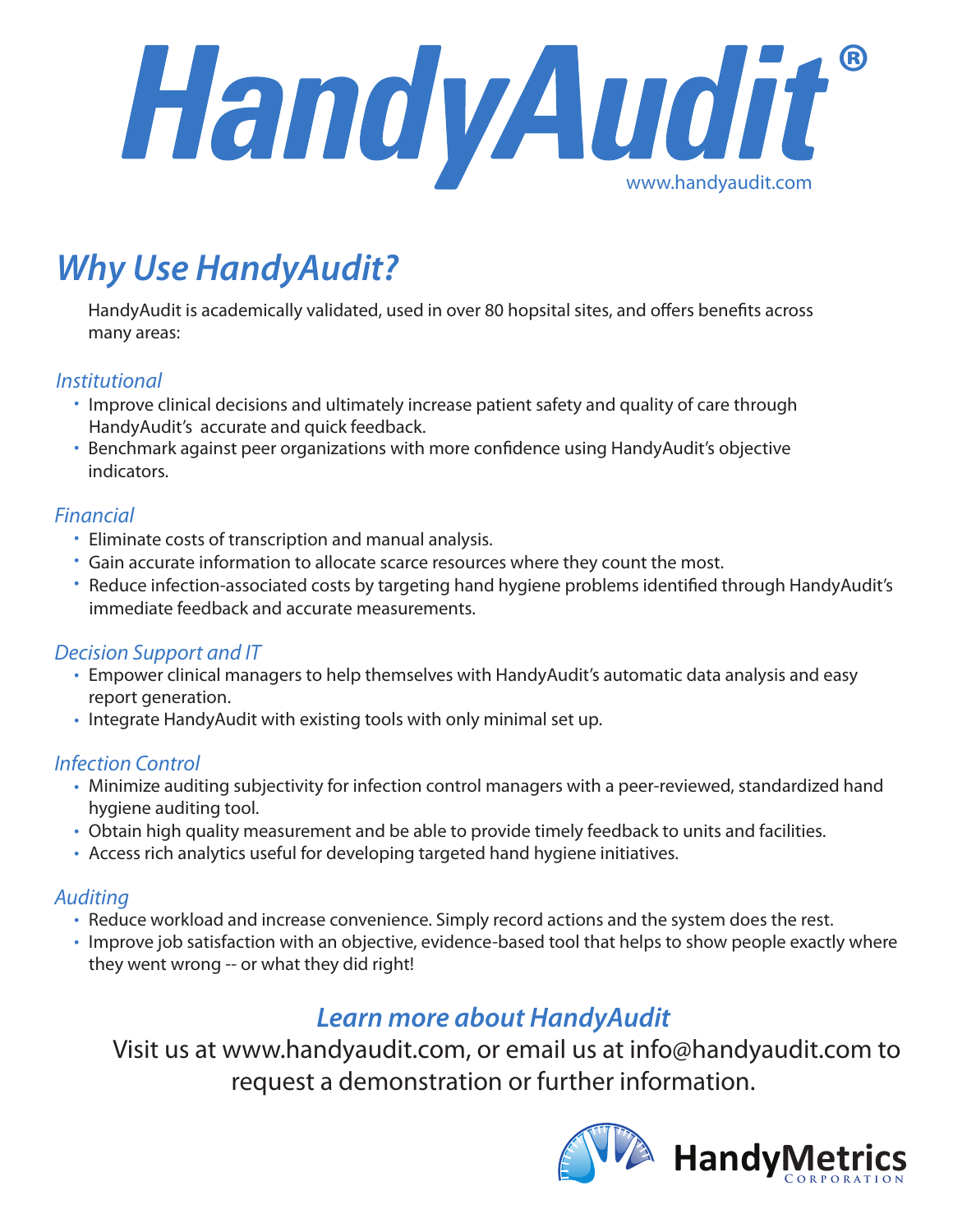# HandyAudit®

www.handyaudit.com

## *Why Use HandyAudit?*

HandyAudit is academically validated, used in over 80 hopsital sites, and offers benefits across many areas:

### *Institutional*

- Improve clinical decisions and ultimately increase patient safety and quality of care through HandyAudit's accurate and quick feedback.
- Benchmark against peer organizations with more confidence using HandyAudit's objective indicators.

### *Financial*

- Eliminate costs of transcription and manual analysis.
- Gain accurate information to allocate scarce resources where they count the most.
- Reduce infection-associated costs by targeting hand hygiene problems identified through HandyAudit's immediate feedback and accurate measurements.

### *Decision Support and IT*

- Empower clinical managers to help themselves with HandyAudit's automatic data analysis and easy report generation.
- Integrate HandyAudit with existing tools with only minimal set up.

### *Infection Control*

- Minimize auditing subjectivity for infection control managers with a peer-reviewed, standardized hand hygiene auditing tool.
- Obtain high quality measurement and be able to provide timely feedback to units and facilities.
- Access rich analytics useful for developing targeted hand hygiene initiatives.

### *Auditing*

- Reduce workload and increase convenience. Simply record actions and the system does the rest.
- Improve job satisfaction with an objective, evidence-based tool that helps to show people exactly where they went wrong -- or what they did right!

## *Learn more about HandyAudit*

Visit us at www.handyaudit.com, or email us at info@handyaudit.com to request a demonstration or further information.

HandyMetrics Corporation